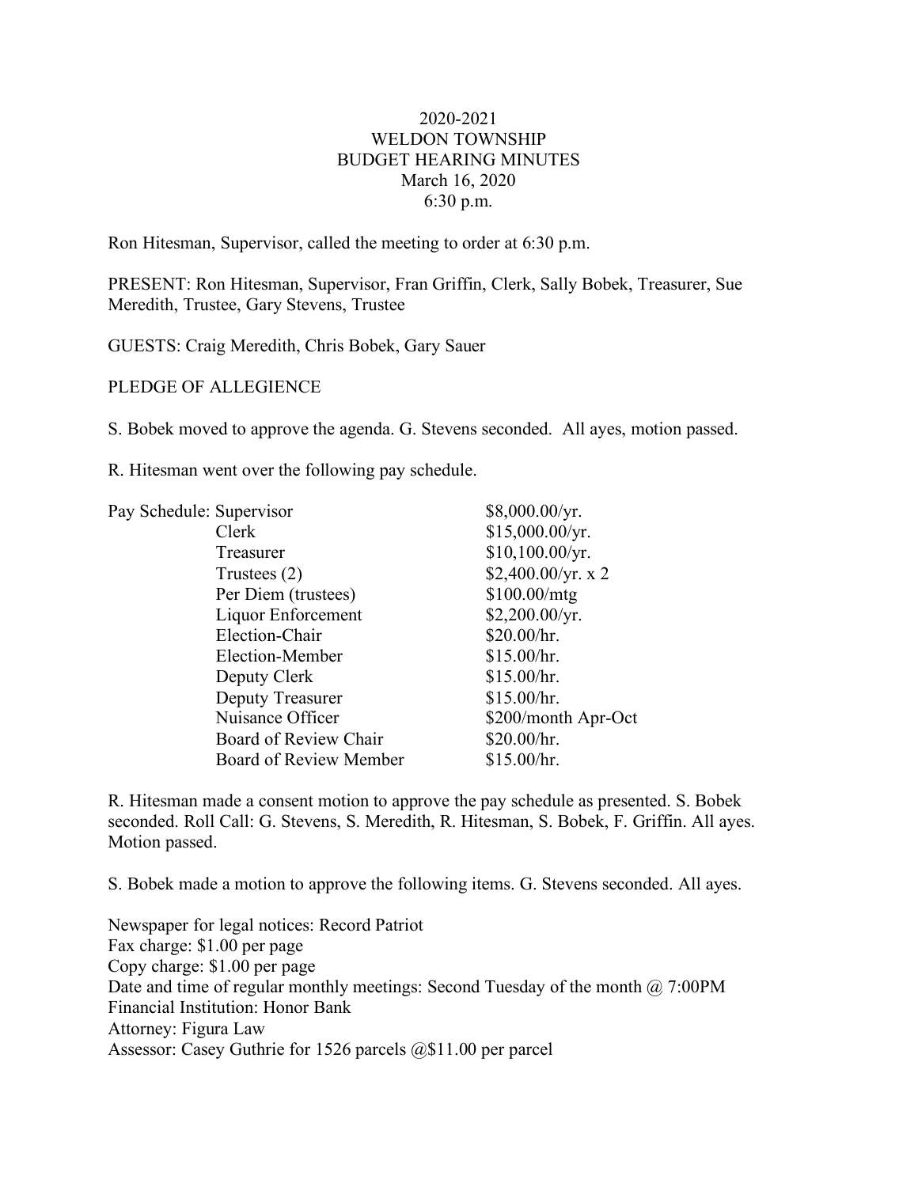# 2020-2021
# WELDON TOWNSHIP
# BUDGET HEARING MINUTES
## March 16, 2020
## 6:30 p.m.

Ron Hitesman, Supervisor, called the meeting to order at 6:30 p.m.

PRESENT: Ron Hitesman, Supervisor, Fran Griffin, Clerk, Sally Bobek, Treasurer, Sue Meredith, Trustee, Gary Stevens, Trustee

GUESTS: Craig Meredith, Chris Bobek, Gary Sauer

PLEDGE OF ALLEGIENCE

S. Bobek moved to approve the agenda. G. Stevens seconded. All ayes, motion passed.

R. Hitesman went over the following pay schedule.

| Pay Schedule: | | |
|---|---|---|
| | Supervisor | $8,000.00/yr. |
| | Clerk | $15,000.00/yr. |
| | Treasurer | $10,100.00/yr. |
| | Trustees (2) | $2,400.00/yr. x 2 |
| | Per Diem (trustees) | $100.00/mtg |
| | Liquor Enforcement | $2,200.00/yr. |
| | Election-Chair | $20.00/hr. |
| | Election-Member | $15.00/hr. |
| | Deputy Clerk | $15.00/hr. |
| | Deputy Treasurer | $15.00/hr. |
| | Nuisance Officer | $200/month Apr-Oct |
| | Board of Review Chair | $20.00/hr. |
| | Board of Review Member | $15.00/hr. |

R. Hitesman made a consent motion to approve the pay schedule as presented. S. Bobek seconded. Roll Call: G. Stevens, S. Meredith, R. Hitesman, S. Bobek, F. Griffin. All ayes. Motion passed.

S. Bobek made a motion to approve the following items. G. Stevens seconded. All ayes.

Newspaper for legal notices: Record Patriot
Fax charge: $1.00 per page
Copy charge: $1.00 per page
Date and time of regular monthly meetings: Second Tuesday of the month @ 7:00PM
Financial Institution: Honor Bank
Attorney: Figura Law
Assessor: Casey Guthrie for 1526 parcels @$11.00 per parcel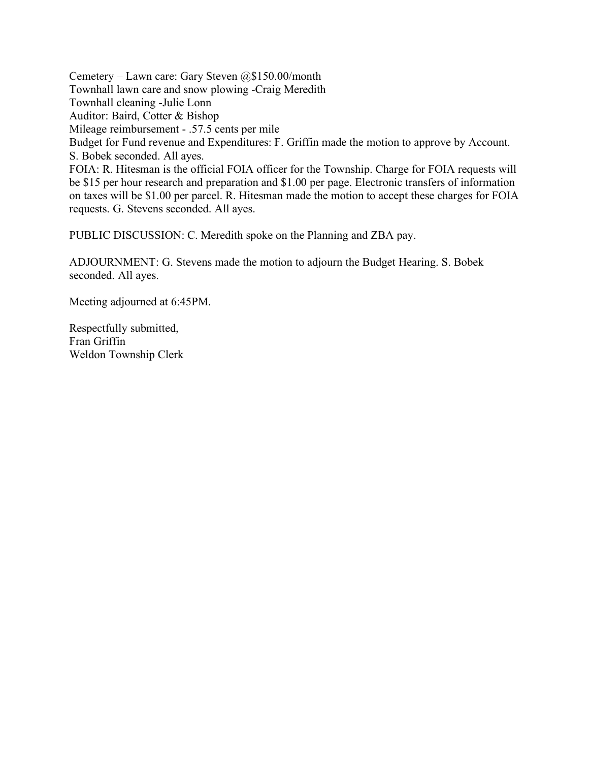Cemetery – Lawn care: Gary Steven @$150.00/month
Townhall lawn care and snow plowing -Craig Meredith
Townhall cleaning -Julie Lonn
Auditor: Baird, Cotter & Bishop
Mileage reimbursement - .57.5 cents per mile
Budget for Fund revenue and Expenditures: F. Griffin made the motion to approve by Account. S. Bobek seconded. All ayes.
FOIA: R. Hitesman is the official FOIA officer for the Township. Charge for FOIA requests will be $15 per hour research and preparation and $1.00 per page. Electronic transfers of information on taxes will be $1.00 per parcel. R. Hitesman made the motion to accept these charges for FOIA requests. G. Stevens seconded. All ayes.

PUBLIC DISCUSSION: C. Meredith spoke on the Planning and ZBA pay.

ADJOURNMENT: G. Stevens made the motion to adjourn the Budget Hearing. S. Bobek seconded. All ayes.

Meeting adjourned at 6:45PM.

Respectfully submitted,
Fran Griffin
Weldon Township Clerk